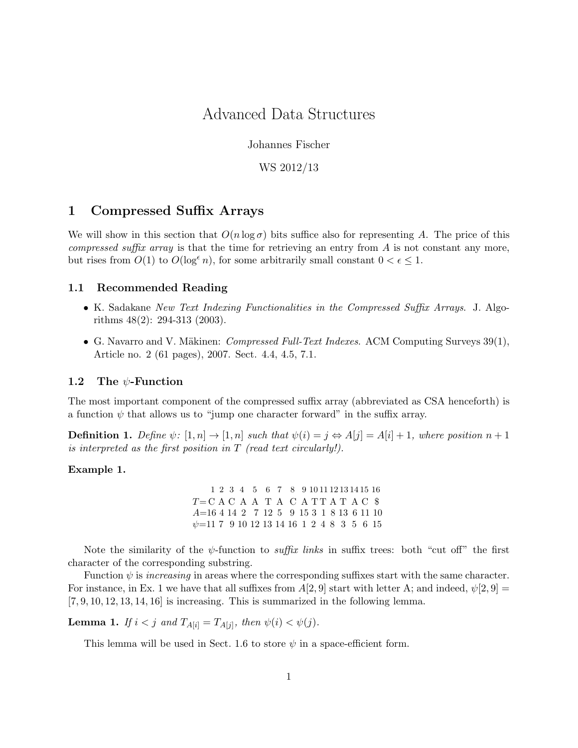# Advanced Data Structures

Johannes Fischer

WS 2012/13

## 1 Compressed Suffix Arrays

We will show in this section that $O(n \log \sigma)$ bits suffice also for representing $A$. The price of this *compressed suffix array* is that the time for retrieving an entry from $A$ is not constant any more, but rises from $O(1)$ to $O(\log^\epsilon n)$, for some arbitrarily small constant $0 < \epsilon \leq 1$.

### 1.1 Recommended Reading

- K. Sadakane *New Text Indexing Functionalities in the Compressed Suffix Arrays*. J. Algorithms 48(2): 294-313 (2003).
- G. Navarro and V. Mäkinen: *Compressed Full-Text Indexes*. ACM Computing Surveys 39(1), Article no. 2 (61 pages), 2007. Sect. 4.4, 4.5, 7.1.

### 1.2 The $\psi$-Function

The most important component of the compressed suffix array (abbreviated as CSA henceforth) is a function $\psi$ that allows us to "jump one character forward" in the suffix array.

**Definition 1.** *Define* $\psi$: $[1, n] \to [1, n]$ *such that* $\psi(i) = j \Leftrightarrow A[j] = A[i] + 1$*, where position* $n + 1$ *is interpreted as the first position in* $T$ *(read text circularly!).*

**Example 1.**

| | 1 | 2 | 3 | 4 | 5 | 6 | 7 | 8 | 9 | 10 | 11 | 12 | 13 | 14 | 15 | 16 |
|---|---|---|---|---|---|---|---|---|---|---|---|---|---|---|---|---|
| $T=$ | C | A | C | A | A | T | A | C | A | T | T | A | T | A | C | \$ |
| $A=$ | 16 | 4 | 14 | 2 | 7 | 12 | 5 | 9 | 15 | 3 | 1 | 8 | 13 | 6 | 11 | 10 |
| $\psi=$ | 11 | 7 | 9 | 10 | 12 | 13 | 14 | 16 | 1 | 2 | 4 | 8 | 3 | 5 | 6 | 15 |

Note the similarity of the $\psi$-function to *suffix links* in suffix trees: both "cut off" the first character of the corresponding substring.

Function $\psi$ is *increasing* in areas where the corresponding suffixes start with the same character. For instance, in Ex. 1 we have that all suffixes from $A[2, 9]$ start with letter A; and indeed, $\psi[2, 9] = [7, 9, 10, 12, 13, 14, 16]$ is increasing. This is summarized in the following lemma.

**Lemma 1.** *If* $i < j$ *and* $T_{A[i]} = T_{A[j]}$*, then* $\psi(i) < \psi(j)$.

This lemma will be used in Sect. 1.6 to store $\psi$ in a space-efficient form.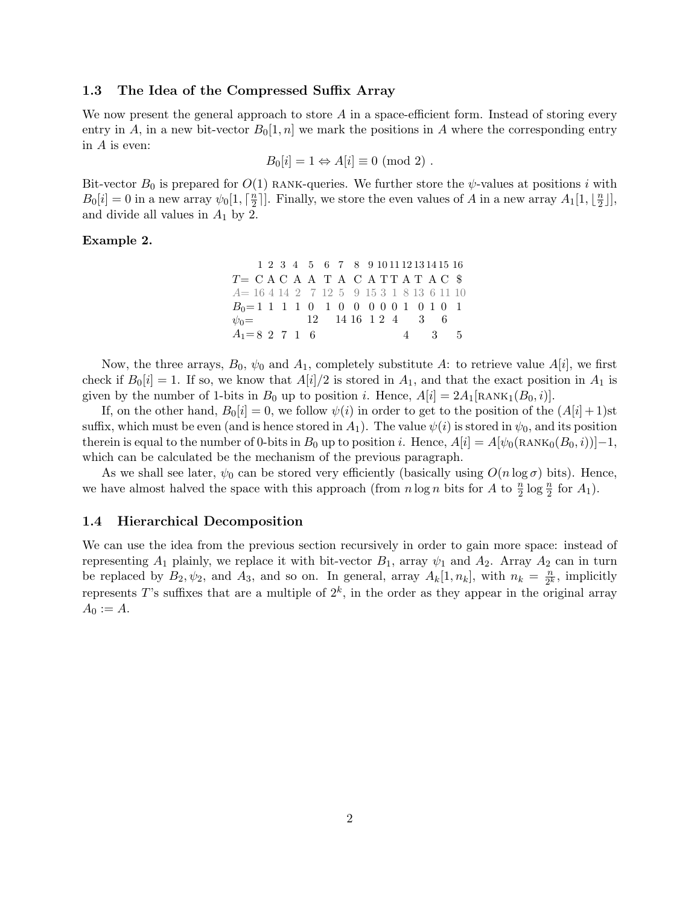### 1.3 The Idea of the Compressed Suffix Array

We now present the general approach to store $A$ in a space-efficient form. Instead of storing every entry in $A$, in a new bit-vector $B_0[1,n]$ we mark the positions in $A$ where the corresponding entry in $A$ is even:

$$B_0[i] = 1 \Leftrightarrow A[i] \equiv 0 \pmod{2} .$$

Bit-vector $B_0$ is prepared for $O(1)$ RANK-queries. We further store the $\psi$-values at positions $i$ with $B_0[i] = 0$ in a new array $\psi_0[1, \lceil \frac{n}{2} \rceil]$. Finally, we store the even values of $A$ in a new array $A_1[1, \lfloor \frac{n}{2} \rfloor]$, and divide all values in $A_1$ by 2.

**Example 2.**

| | 1 | 2 | 3 | 4 | 5 | 6 | 7 | 8 | 9 | 10 | 11 | 12 | 13 | 14 | 15 | 16 |
|---|---|---|---|---|---|---|---|---|---|---|---|---|---|---|---|---|
| $T=$ | C | A | C | A | A | T | A | C | A | T | T | A | T | A | C | \$ |
| $A=$ | 16 | 4 | 14 | 2 | 7 | 12 | 5 | 9 | 15 | 3 | 1 | 8 | 13 | 6 | 11 | 10 |
| $B_0=$ | 1 | 1 | 1 | 1 | 0 | 1 | 0 | 0 | 0 | 0 | 0 | 1 | 0 | 1 | 0 | 1 |
| $\psi_0=$ | | | | | 12 | | 14 | 16 | 1 | 2 | 4 | | 3 | | 6 | |
| $A_1=$ | 8 | 2 | 7 | 1 | | 6 | | | | | | 4 | | 3 | | 5 |

Now, the three arrays, $B_0$, $\psi_0$ and $A_1$, completely substitute $A$: to retrieve value $A[i]$, we first check if $B_0[i] = 1$. If so, we know that $A[i]/2$ is stored in $A_1$, and that the exact position in $A_1$ is given by the number of 1-bits in $B_0$ up to position $i$. Hence, $A[i] = 2A_1[\text{RANK}_1(B_0, i)]$.

If, on the other hand, $B_0[i] = 0$, we follow $\psi(i)$ in order to get to the position of the $(A[i]+1)$st suffix, which must be even (and is hence stored in $A_1$). The value $\psi(i)$ is stored in $\psi_0$, and its position therein is equal to the number of 0-bits in $B_0$ up to position $i$. Hence, $A[i] = A[\psi_0(\text{RANK}_0(B_0, i))] - 1$, which can be calculated be the mechanism of the previous paragraph.

As we shall see later, $\psi_0$ can be stored very efficiently (basically using $O(n \log \sigma)$ bits). Hence, we have almost halved the space with this approach (from $n \log n$ bits for $A$ to $\frac{n}{2} \log \frac{n}{2}$ for $A_1$).

### 1.4 Hierarchical Decomposition

We can use the idea from the previous section recursively in order to gain more space: instead of representing $A_1$ plainly, we replace it with bit-vector $B_1$, array $\psi_1$ and $A_2$. Array $A_2$ can in turn be replaced by $B_2, \psi_2$, and $A_3$, and so on. In general, array $A_k[1, n_k]$, with $n_k = \frac{n}{2^k}$, implicitly represents $T$'s suffixes that are a multiple of $2^k$, in the order as they appear in the original array $A_0 := A$.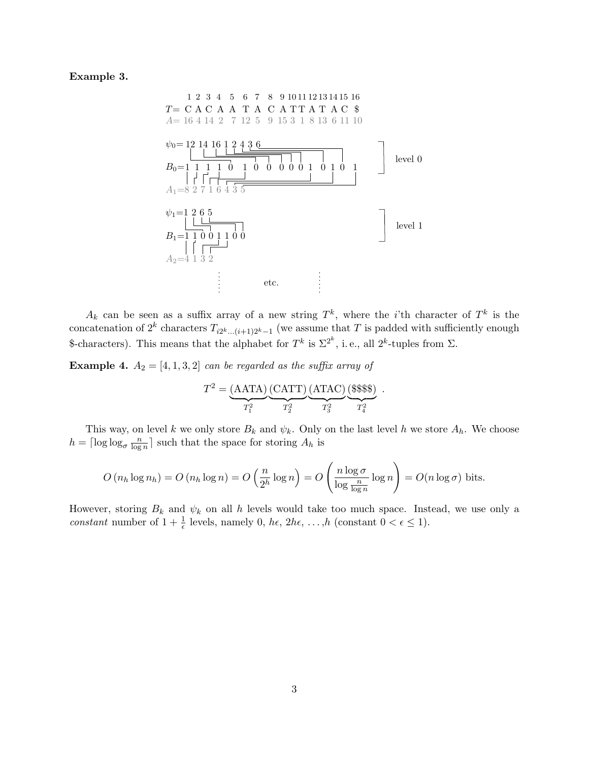**Example 3.**

```
      1  2  3  4  5  6  7  8  9 10 11 12 13 14 15 16
  T=  C  A  C  A  A  T  A  C  A  T  T  A  T  A  C  $
  A= 16  4 14  2  7 12  5  9 15  3  1  8 13  6 11 10

ψ0= 12 14 16 1 2 4 3 6
                                                        level 0
B0= 1  1  1  1  0  1  0  0  0  0  0  1  0  1  0  1

A1= 8 2 7 1 6 4 3 5

ψ1= 1 2 6 5
                                                        level 1
B1= 1 1 0 0 1 1 0 0

A2= 4 1 3 2

          ⋮          etc.          ⋮
```

$A_k$ can be seen as a suffix array of a new string $T^k$, where the $i$'th character of $T^k$ is the concatenation of $2^k$ characters $T_{i2^k \ldots (i+1)2^k-1}$ (we assume that $T$ is padded with sufficiently enough \$-characters). This means that the alphabet for $T^k$ is $\Sigma^{2^k}$, i. e., all $2^k$-tuples from $\Sigma$.

**Example 4.** *$A_2 = [4, 1, 3, 2]$ can be regarded as the suffix array of*

$$T^2 = \underbrace{(\text{AATA})}_{T_1^2}\underbrace{(\text{CATT})}_{T_2^2}\underbrace{(\text{ATAC})}_{T_3^2}\underbrace{(\text{\$\$\$\$})}_{T_4^2} .$$

This way, on level $k$ we only store $B_k$ and $\psi_k$. Only on the last level $h$ we store $A_h$. We choose $h = \lceil \log \log_\sigma \frac{n}{\log n} \rceil$ such that the space for storing $A_h$ is

$$O(n_h \log n_h) = O(n_h \log n) = O\left(\frac{n}{2^h} \log n\right) = O\left(\frac{n \log \sigma}{\log \frac{n}{\log n}} \log n\right) = O(n \log \sigma) \text{ bits.}$$

However, storing $B_k$ and $\psi_k$ on all $h$ levels would take too much space. Instead, we use only a *constant* number of $1 + \frac{1}{\epsilon}$ levels, namely $0$, $h\epsilon$, $2h\epsilon$, $\ldots$, $h$ (constant $0 < \epsilon \leq 1$).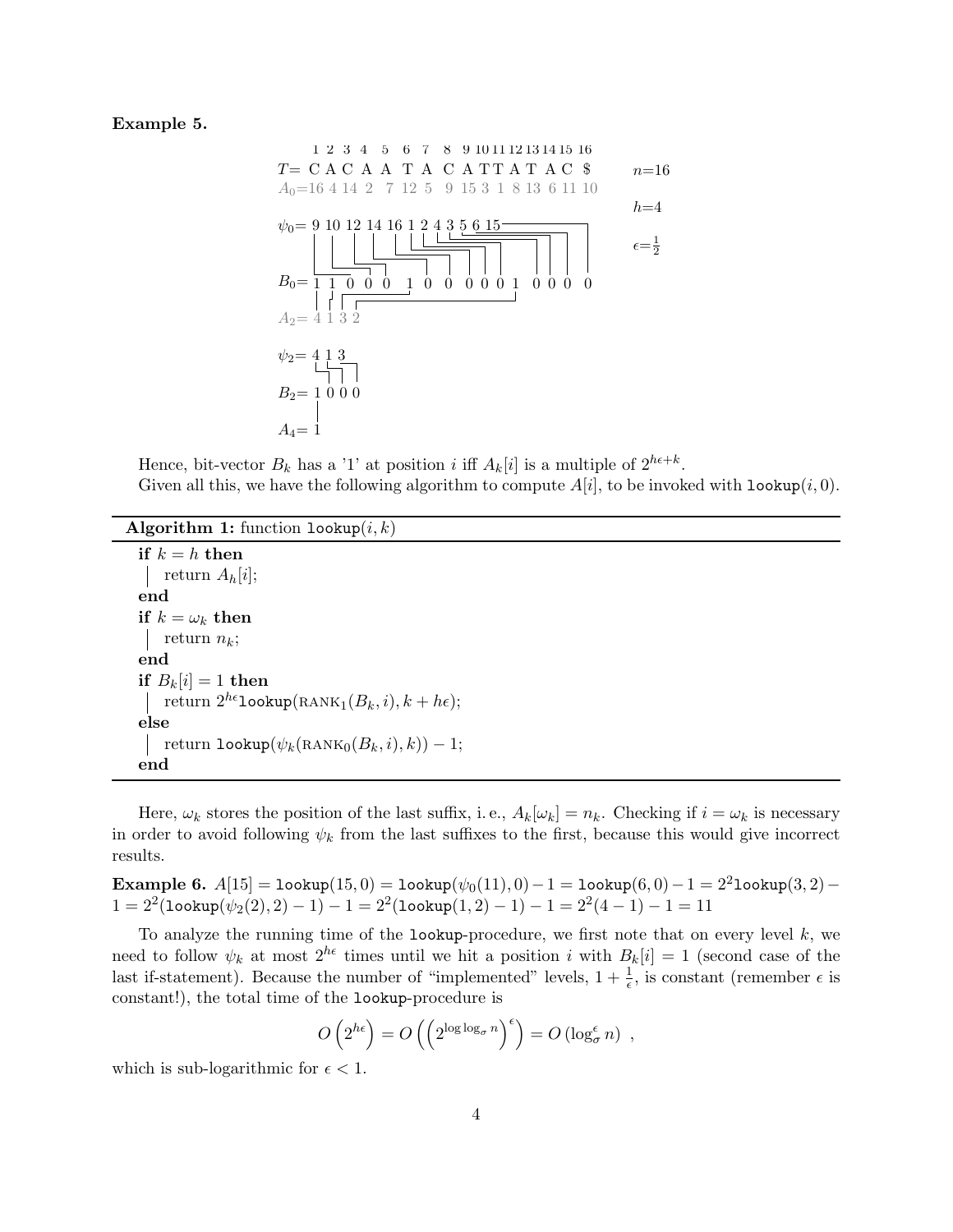**Example 5.**

```
       1  2  3  4  5  6  7  8  9 10 11 12 13 14 15 16
T=     C  A  C  A  A  T  A  C  A  T  T  A  T  A  C  $        n=16
A_0=  16  4 14  2  7 12  5  9 15  3  1  8 13  6 11 10
                                                              h=4
ψ_0=   9 10 12 14 16  1  2  4  3  5  6 15
                                                              ε=1/2

B_0=   1  1  0  0  0  1  0  0  0  0  0  1  0  0  0  0

A_2=   4  1  3  2

ψ_2=   4  1  3

B_2=   1  0  0  0

A_4=   1
```

Hence, bit-vector $B_k$ has a '1' at position $i$ iff $A_k[i]$ is a multiple of $2^{h\epsilon+k}$.

Given all this, we have the following algorithm to compute $A[i]$, to be invoked with `lookup`$(i, 0)$.

**Algorithm 1:** function `lookup`$(i, k)$

```
if k = h then
    return A_h[i];
end
if k = ω_k then
    return n_k;
end
if B_k[i] = 1 then
    return 2^{hε} lookup(RANK_1(B_k, i), k + hε);
else
    return lookup(ψ_k(RANK_0(B_k, i), k)) − 1;
end
```

Here, $\omega_k$ stores the position of the last suffix, i. e., $A_k[\omega_k] = n_k$. Checking if $i = \omega_k$ is necessary in order to avoid following $\psi_k$ from the last suffixes to the first, because this would give incorrect results.

**Example 6.** $A[15] = \texttt{lookup}(15, 0) = \texttt{lookup}(\psi_0(11), 0) - 1 = \texttt{lookup}(6, 0) - 1 = 2^2\texttt{lookup}(3, 2) - 1 = 2^2(\texttt{lookup}(\psi_2(2), 2) - 1) - 1 = 2^2(\texttt{lookup}(1, 2) - 1) - 1 = 2^2(4 - 1) - 1 = 11$

To analyze the running time of the `lookup`-procedure, we first note that on every level $k$, we need to follow $\psi_k$ at most $2^{h\epsilon}$ times until we hit a position $i$ with $B_k[i] = 1$ (second case of the last if-statement). Because the number of "implemented" levels, $1 + \frac{1}{\epsilon}$, is constant (remember $\epsilon$ is constant!), the total time of the `lookup`-procedure is

$$O\left(2^{h\epsilon}\right) = O\left(\left(2^{\log \log_\sigma n}\right)^\epsilon\right) = O\left(\log_\sigma^\epsilon n\right) \ ,$$

which is sub-logarithmic for $\epsilon < 1$.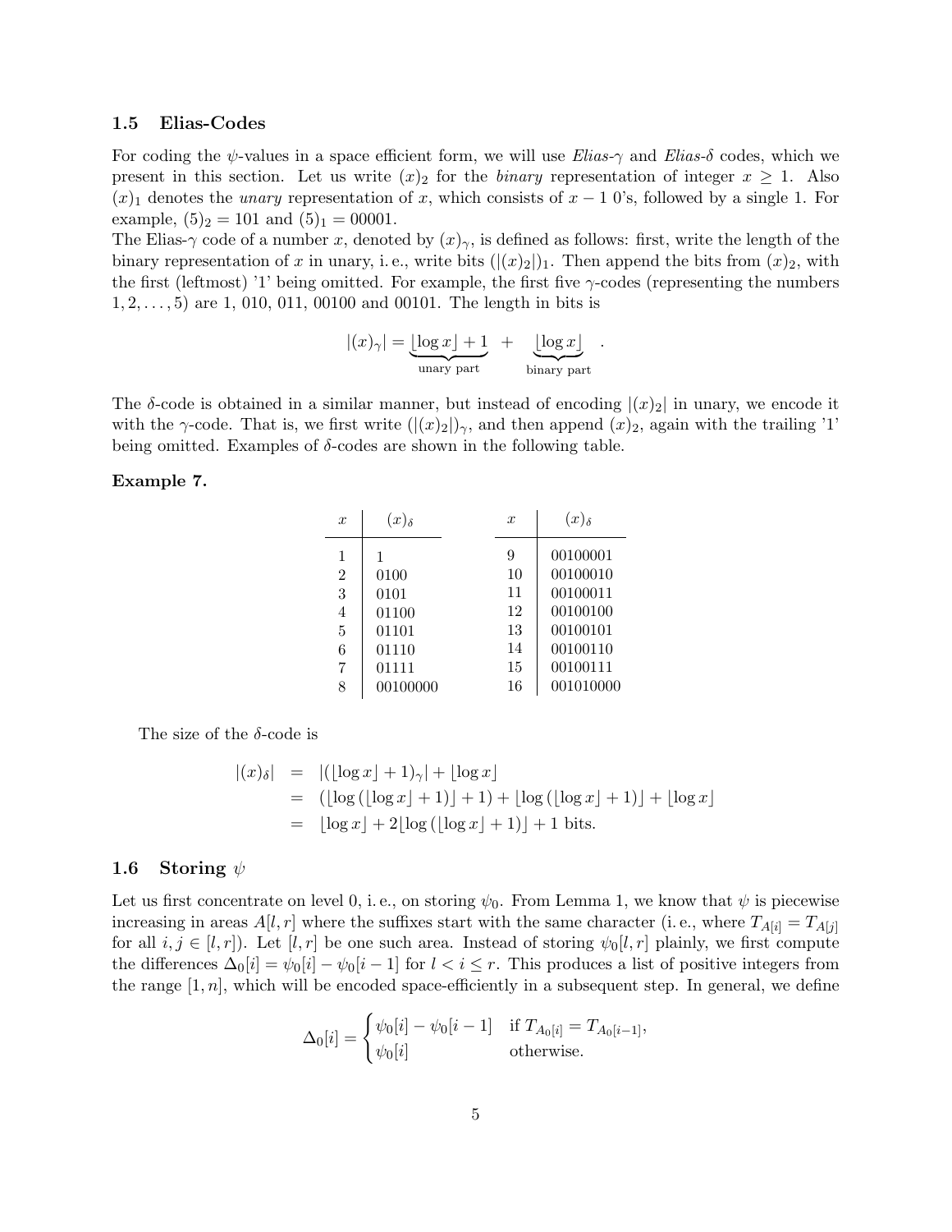### 1.5 Elias-Codes

For coding the $\psi$-values in a space efficient form, we will use *Elias-$\gamma$* and *Elias-$\delta$* codes, which we present in this section. Let us write $(x)_2$ for the *binary* representation of integer $x \geq 1$. Also $(x)_1$ denotes the *unary* representation of $x$, which consists of $x-1$ 0's, followed by a single 1. For example, $(5)_2 = 101$ and $(5)_1 = 00001$.

The Elias-$\gamma$ code of a number $x$, denoted by $(x)_\gamma$, is defined as follows: first, write the length of the binary representation of $x$ in unary, i. e., write bits $(|(x)_2|)_1$. Then append the bits from $(x)_2$, with the first (leftmost) '1' being omitted. For example, the first five $\gamma$-codes (representing the numbers $1, 2, \ldots, 5$) are 1, 010, 011, 00100 and 00101. The length in bits is

$$|(x)_\gamma| = \underbrace{\lfloor \log x \rfloor + 1}_{\text{unary part}} + \underbrace{\lfloor \log x \rfloor}_{\text{binary part}} .$$

The $\delta$-code is obtained in a similar manner, but instead of encoding $|(x)_2|$ in unary, we encode it with the $\gamma$-code. That is, we first write $(|(x)_2|)_\gamma$, and then append $(x)_2$, again with the trailing '1' being omitted. Examples of $\delta$-codes are shown in the following table.

**Example 7.**

| $x$ | $(x)_\delta$ | $x$ | $(x)_\delta$ |
|---|---|---|---|
| 1 | 1 | 9 | 00100001 |
| 2 | 0100 | 10 | 00100010 |
| 3 | 0101 | 11 | 00100011 |
| 4 | 01100 | 12 | 00100100 |
| 5 | 01101 | 13 | 00100101 |
| 6 | 01110 | 14 | 00100110 |
| 7 | 01111 | 15 | 00100111 |
| 8 | 00100000 | 16 | 001010000 |

The size of the $\delta$-code is

$$\begin{aligned}
|(x)_\delta| &= |(\lfloor \log x \rfloor + 1)_\gamma| + \lfloor \log x \rfloor \\
&= (\lfloor \log (\lfloor \log x \rfloor + 1) \rfloor + 1) + \lfloor \log (\lfloor \log x \rfloor + 1) \rfloor + \lfloor \log x \rfloor \\
&= \lfloor \log x \rfloor + 2 \lfloor \log (\lfloor \log x \rfloor + 1) \rfloor + 1 \text{ bits.}
\end{aligned}$$

### 1.6 Storing $\psi$

Let us first concentrate on level 0, i. e., on storing $\psi_0$. From Lemma 1, we know that $\psi$ is piecewise increasing in areas $A[l, r]$ where the suffixes start with the same character (i. e., where $T_{A[i]} = T_{A[j]}$ for all $i, j \in [l, r]$). Let $[l, r]$ be one such area. Instead of storing $\psi_0[l, r]$ plainly, we first compute the differences $\Delta_0[i] = \psi_0[i] - \psi_0[i-1]$ for $l < i \leq r$. This produces a list of positive integers from the range $[1, n]$, which will be encoded space-efficiently in a subsequent step. In general, we define

$$\Delta_0[i] = \begin{cases} \psi_0[i] - \psi_0[i-1] & \text{if } T_{A_0[i]} = T_{A_0[i-1]}, \\ \psi_0[i] & \text{otherwise.} \end{cases}$$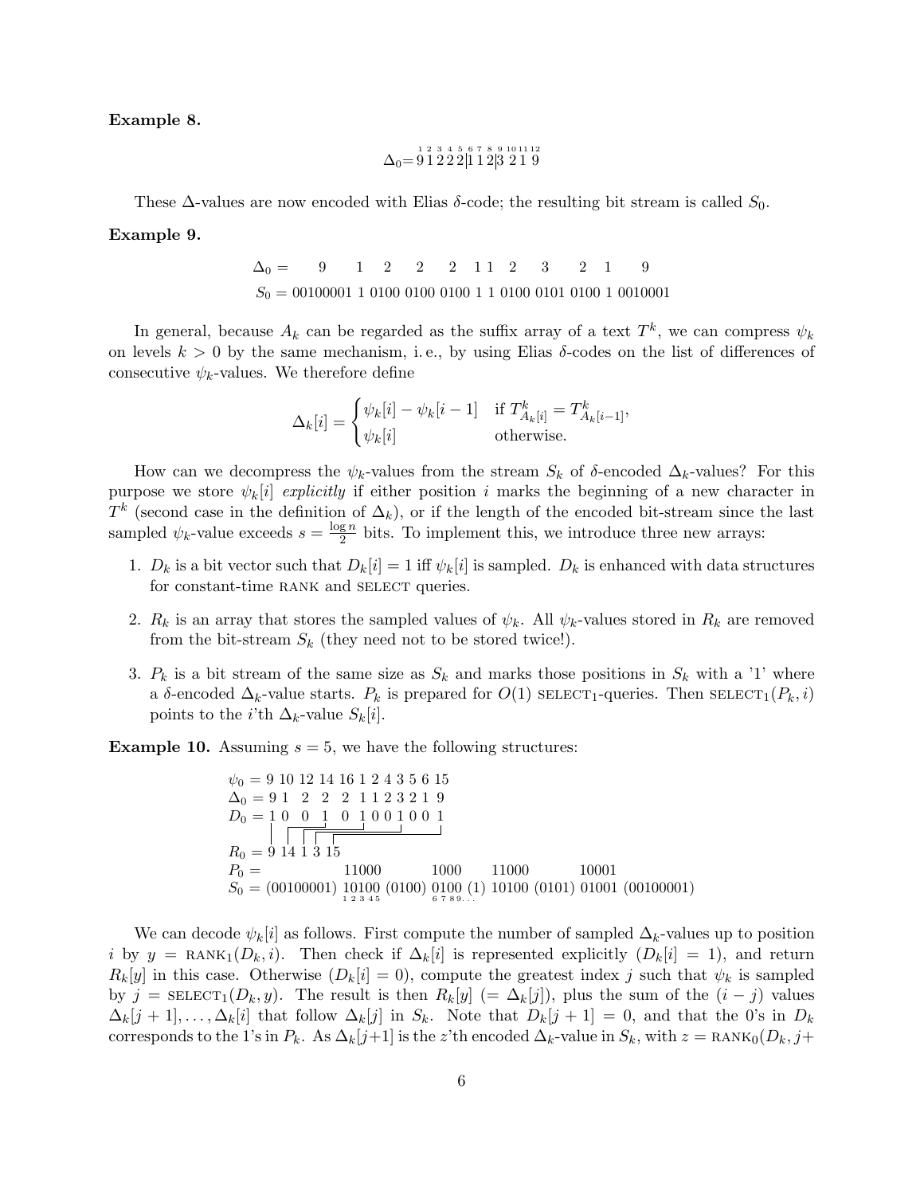**Example 8.**

$$\Delta_0 = \overset{1}{9}\,\overset{2}{1}\,\overset{3}{2}\,\overset{4}{2}\,\overset{5}{2}|\overset{6}{1}\,\overset{7}{1}\,\overset{8}{2}|\overset{9}{3}\,\overset{10}{2}\,\overset{11}{1}\,\overset{12}{9}$$

These Δ-values are now encoded with Elias δ-code; the resulting bit stream is called $S_0$.

**Example 9.**

$$\Delta_0 = \quad 9 \quad 1 \quad 2 \quad 2 \quad 2 \quad 1\;1 \quad 2 \quad 3 \quad 2 \quad 1 \quad 9$$

$$S_0 = 00100001\ 1\ 0100\ 0100\ 0100\ 1\ 1\ 0100\ 0101\ 0100\ 1\ 0010001$$

In general, because $A_k$ can be regarded as the suffix array of a text $T^k$, we can compress $\psi_k$ on levels $k > 0$ by the same mechanism, i. e., by using Elias δ-codes on the list of differences of consecutive $\psi_k$-values. We therefore define

$$\Delta_k[i] = \begin{cases} \psi_k[i] - \psi_k[i-1] & \text{if } T^k_{A_k[i]} = T^k_{A_k[i-1]}, \\ \psi_k[i] & \text{otherwise.} \end{cases}$$

How can we decompress the $\psi_k$-values from the stream $S_k$ of δ-encoded $\Delta_k$-values? For this purpose we store $\psi_k[i]$ *explicitly* if either position $i$ marks the beginning of a new character in $T^k$ (second case in the definition of $\Delta_k$), or if the length of the encoded bit-stream since the last sampled $\psi_k$-value exceeds $s = \frac{\log n}{2}$ bits. To implement this, we introduce three new arrays:

1. $D_k$ is a bit vector such that $D_k[i] = 1$ iff $\psi_k[i]$ is sampled. $D_k$ is enhanced with data structures for constant-time RANK and SELECT queries.
2. $R_k$ is an array that stores the sampled values of $\psi_k$. All $\psi_k$-values stored in $R_k$ are removed from the bit-stream $S_k$ (they need not to be stored twice!).
3. $P_k$ is a bit stream of the same size as $S_k$ and marks those positions in $S_k$ with a '1' where a δ-encoded $\Delta_k$-value starts. $P_k$ is prepared for $O(1)$ $\text{SELECT}_1$-queries. Then $\text{SELECT}_1(P_k, i)$ points to the $i$'th $\Delta_k$-value $S_k[i]$.

**Example 10.** Assuming $s = 5$, we have the following structures:

$$\begin{aligned}
\psi_0 &= 9\ 10\ 12\ 14\ 16\ 1\ 2\ 4\ 3\ 5\ 6\ 15 \\
\Delta_0 &= 9\ 1\ \ 2\ \ 2\ \ 2\ \ 1\ 1\ 2\ 3\ 2\ 1\ 9 \\
D_0 &= 1\ 0\ \ 0\ \ 1\ \ 0\ \ 1\ 0\ 0\ 1\ 0\ 0\ 1 \\
R_0 &= 9\ 14\ 1\ 3\ 15 \\
P_0 &= \qquad\qquad\quad 11000 \qquad\quad 1000 \quad 11000 \qquad 10001 \\
S_0 &= (00100001)\ \underset{1\,2\,3\,4\,5}{10100}\ (0100)\ \underset{6\,7\,8\,9\ldots}{0100}\ (1)\ 10100\ (0101)\ 01001\ (00100001)
\end{aligned}$$

We can decode $\psi_k[i]$ as follows. First compute the number of sampled $\Delta_k$-values up to position $i$ by $y = \text{RANK}_1(D_k, i)$. Then check if $\Delta_k[i]$ is represented explicitly ($D_k[i] = 1$), and return $R_k[y]$ in this case. Otherwise ($D_k[i] = 0$), compute the greatest index $j$ such that $\psi_k$ is sampled by $j = \text{SELECT}_1(D_k, y)$. The result is then $R_k[y]$ ($= \Delta_k[j]$), plus the sum of the $(i - j)$ values $\Delta_k[j + 1], \ldots, \Delta_k[i]$ that follow $\Delta_k[j]$ in $S_k$. Note that $D_k[j + 1] = 0$, and that the 0's in $D_k$ corresponds to the 1's in $P_k$. As $\Delta_k[j+1]$ is the $z$'th encoded $\Delta_k$-value in $S_k$, with $z = \text{RANK}_0(D_k, j+$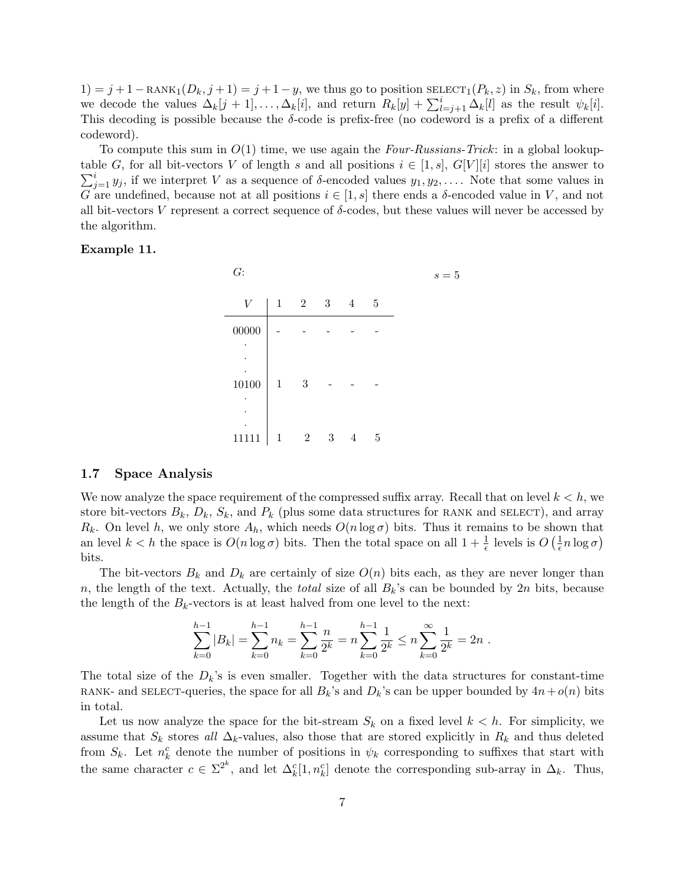$1) = j+1-\text{RANK}_1(D_k, j+1) = j+1-y$, we thus go to position $\text{SELECT}_1(P_k, z)$ in $S_k$, from where we decode the values $\Delta_k[j+1], \ldots, \Delta_k[i]$, and return $R_k[y] + \sum_{l=j+1}^{i} \Delta_k[l]$ as the result $\psi_k[i]$. This decoding is possible because the $\delta$-code is prefix-free (no codeword is a prefix of a different codeword).

To compute this sum in $O(1)$ time, we use again the *Four-Russians-Trick*: in a global lookup-table $G$, for all bit-vectors $V$ of length $s$ and all positions $i \in [1, s]$, $G[V][i]$ stores the answer to $\sum_{j=1}^{i} y_j$, if we interpret $V$ as a sequence of $\delta$-encoded values $y_1, y_2, \ldots$. Note that some values in $G$ are undefined, because not at all positions $i \in [1, s]$ there ends a $\delta$-encoded value in $V$, and not all bit-vectors $V$ represent a correct sequence of $\delta$-codes, but these values will never be accessed by the algorithm.

**Example 11.**

$G$: $s = 5$

| $V$ | 1 | 2 | 3 | 4 | 5 |
|---|---|---|---|---|---|
| 00000 | - | - | - | - | - |
| . | | | | | |
| . | | | | | |
| . | | | | | |
| 10100 | 1 | 3 | - | - | - |
| . | | | | | |
| . | | | | | |
| . | | | | | |
| 11111 | 1 | 2 | 3 | 4 | 5 |

### 1.7 Space Analysis

We now analyze the space requirement of the compressed suffix array. Recall that on level $k < h$, we store bit-vectors $B_k$, $D_k$, $S_k$, and $P_k$ (plus some data structures for RANK and SELECT), and array $R_k$. On level $h$, we only store $A_h$, which needs $O(n \log \sigma)$ bits. Thus it remains to be shown that an level $k < h$ the space is $O(n \log \sigma)$ bits. Then the total space on all $1 + \frac{1}{\epsilon}$ levels is $O\left(\frac{1}{\epsilon} n \log \sigma\right)$ bits.

The bit-vectors $B_k$ and $D_k$ are certainly of size $O(n)$ bits each, as they are never longer than $n$, the length of the text. Actually, the *total* size of all $B_k$'s can be bounded by $2n$ bits, because the length of the $B_k$-vectors is at least halved from one level to the next:

$$\sum_{k=0}^{h-1} |B_k| = \sum_{k=0}^{h-1} n_k = \sum_{k=0}^{h-1} \frac{n}{2^k} = n \sum_{k=0}^{h-1} \frac{1}{2^k} \le n \sum_{k=0}^{\infty} \frac{1}{2^k} = 2n \; .$$

The total size of the $D_k$'s is even smaller. Together with the data structures for constant-time RANK- and SELECT-queries, the space for all $B_k$'s and $D_k$'s can be upper bounded by $4n + o(n)$ bits in total.

Let us now analyze the space for the bit-stream $S_k$ on a fixed level $k < h$. For simplicity, we assume that $S_k$ stores *all* $\Delta_k$-values, also those that are stored explicitly in $R_k$ and thus deleted from $S_k$. Let $n_k^c$ denote the number of positions in $\psi_k$ corresponding to suffixes that start with the same character $c \in \Sigma^{2^k}$, and let $\Delta_k^c[1, n_k^c]$ denote the corresponding sub-array in $\Delta_k$. Thus,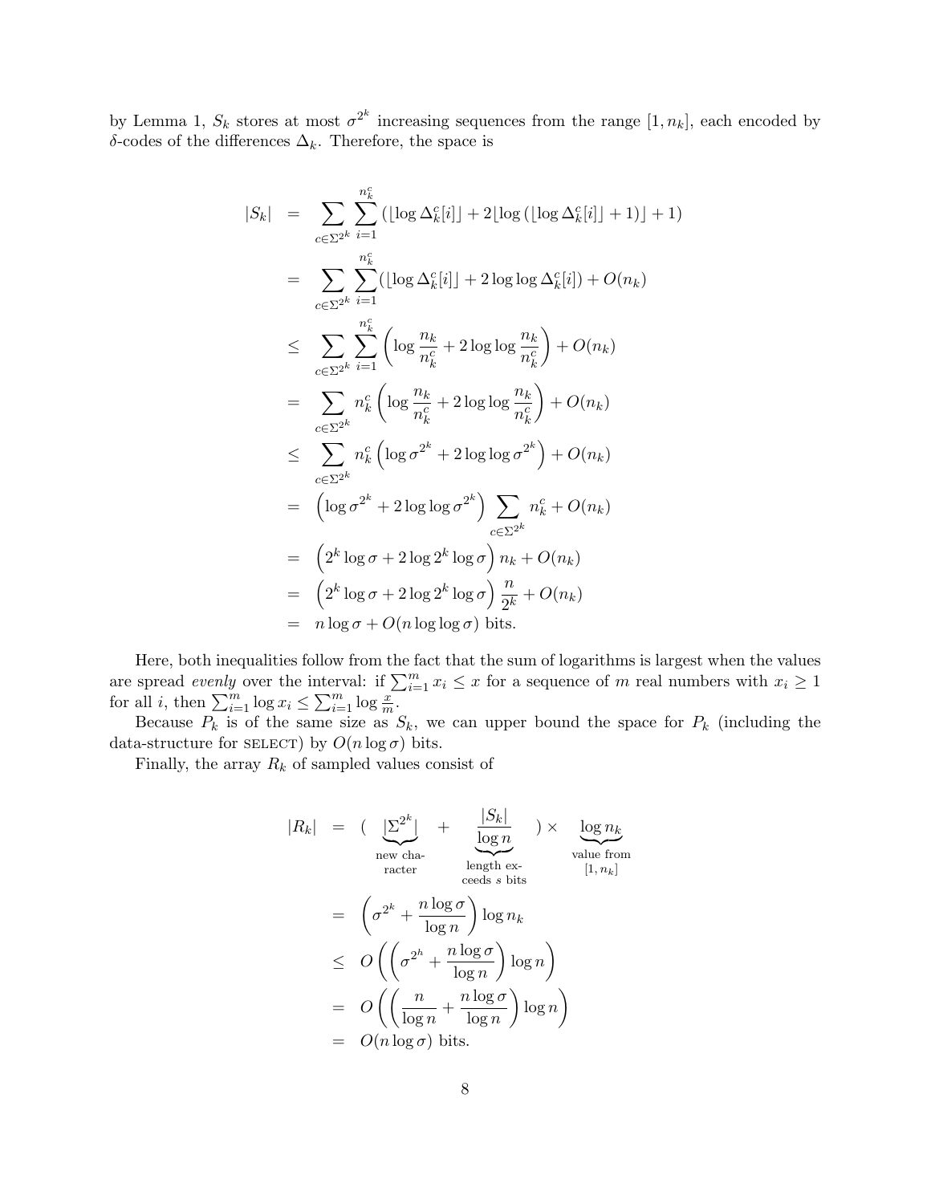by Lemma 1, $S_k$ stores at most $\sigma^{2^k}$ increasing sequences from the range $[1, n_k]$, each encoded by $\delta$-codes of the differences $\Delta_k$. Therefore, the space is

$$
\begin{aligned}
|S_k| &= \sum_{c \in \Sigma^{2^k}} \sum_{i=1}^{n_k^c} \left(\lfloor \log \Delta_k^c[i] \rfloor + 2\lfloor \log\left(\lfloor \log \Delta_k^c[i] \rfloor + 1\right)\rfloor + 1\right) \\
&= \sum_{c \in \Sigma^{2^k}} \sum_{i=1}^{n_k^c} \left(\lfloor \log \Delta_k^c[i] \rfloor + 2 \log\log \Delta_k^c[i]\right) + O(n_k) \\
&\leq \sum_{c \in \Sigma^{2^k}} \sum_{i=1}^{n_k^c} \left(\log \frac{n_k}{n_k^c} + 2 \log\log \frac{n_k}{n_k^c}\right) + O(n_k) \\
&= \sum_{c \in \Sigma^{2^k}} n_k^c \left(\log \frac{n_k}{n_k^c} + 2 \log\log \frac{n_k}{n_k^c}\right) + O(n_k) \\
&\leq \sum_{c \in \Sigma^{2^k}} n_k^c \left(\log \sigma^{2^k} + 2 \log\log \sigma^{2^k}\right) + O(n_k) \\
&= \left(\log \sigma^{2^k} + 2 \log\log \sigma^{2^k}\right) \sum_{c \in \Sigma^{2^k}} n_k^c + O(n_k) \\
&= \left(2^k \log \sigma + 2 \log 2^k \log \sigma\right) n_k + O(n_k) \\
&= \left(2^k \log \sigma + 2 \log 2^k \log \sigma\right) \frac{n}{2^k} + O(n_k) \\
&= n \log \sigma + O(n \log\log \sigma) \text{ bits.}
\end{aligned}
$$

Here, both inequalities follow from the fact that the sum of logarithms is largest when the values are spread *evenly* over the interval: if $\sum_{i=1}^{m} x_i \leq x$ for a sequence of $m$ real numbers with $x_i \geq 1$ for all $i$, then $\sum_{i=1}^{m} \log x_i \leq \sum_{i=1}^{m} \log \frac{x}{m}$.

Because $P_k$ is of the same size as $S_k$, we can upper bound the space for $P_k$ (including the data-structure for SELECT) by $O(n \log \sigma)$ bits.

Finally, the array $R_k$ of sampled values consist of

$$
\begin{aligned}
|R_k| &= \Big( \underbrace{|\Sigma^{2^k}|}_{\text{new character}} + \underbrace{\frac{|S_k|}{\log n}}_{\text{length exceeds } s \text{ bits}} \Big) \times \underbrace{\log n_k}_{\text{value from } [1, n_k]} \\
&= \left(\sigma^{2^k} + \frac{n \log \sigma}{\log n}\right) \log n_k \\
&\leq O\left(\left(\sigma^{2^h} + \frac{n \log \sigma}{\log n}\right) \log n\right) \\
&= O\left(\left(\frac{n}{\log n} + \frac{n \log \sigma}{\log n}\right) \log n\right) \\
&= O(n \log \sigma) \text{ bits.}
\end{aligned}
$$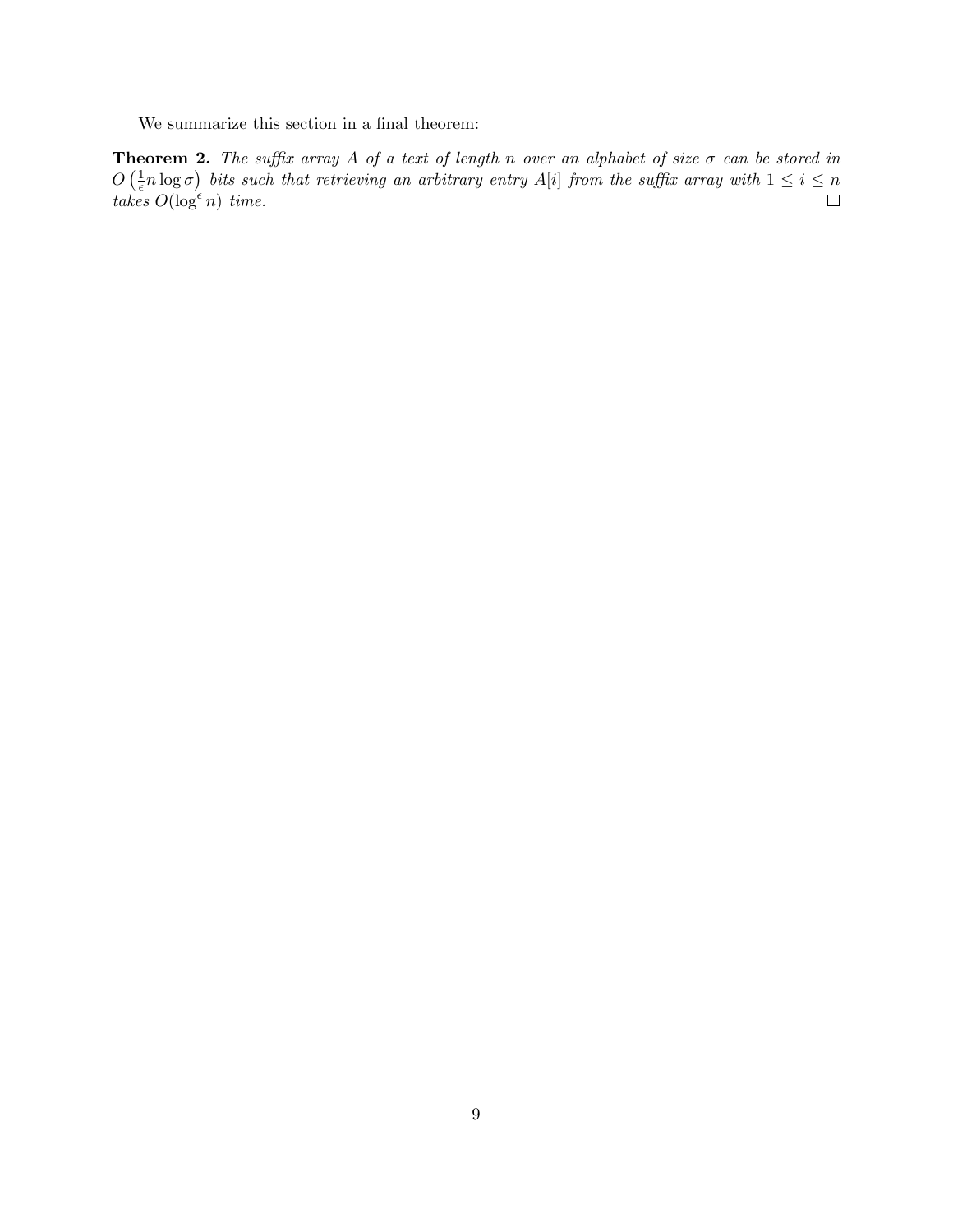We summarize this section in a final theorem:

**Theorem 2.** *The suffix array $A$ of a text of length $n$ over an alphabet of size $\sigma$ can be stored in $O\left(\frac{1}{\epsilon} n \log \sigma\right)$ bits such that retrieving an arbitrary entry $A[i]$ from the suffix array with $1 \leq i \leq n$ takes $O(\log^{\epsilon} n)$ time.* □